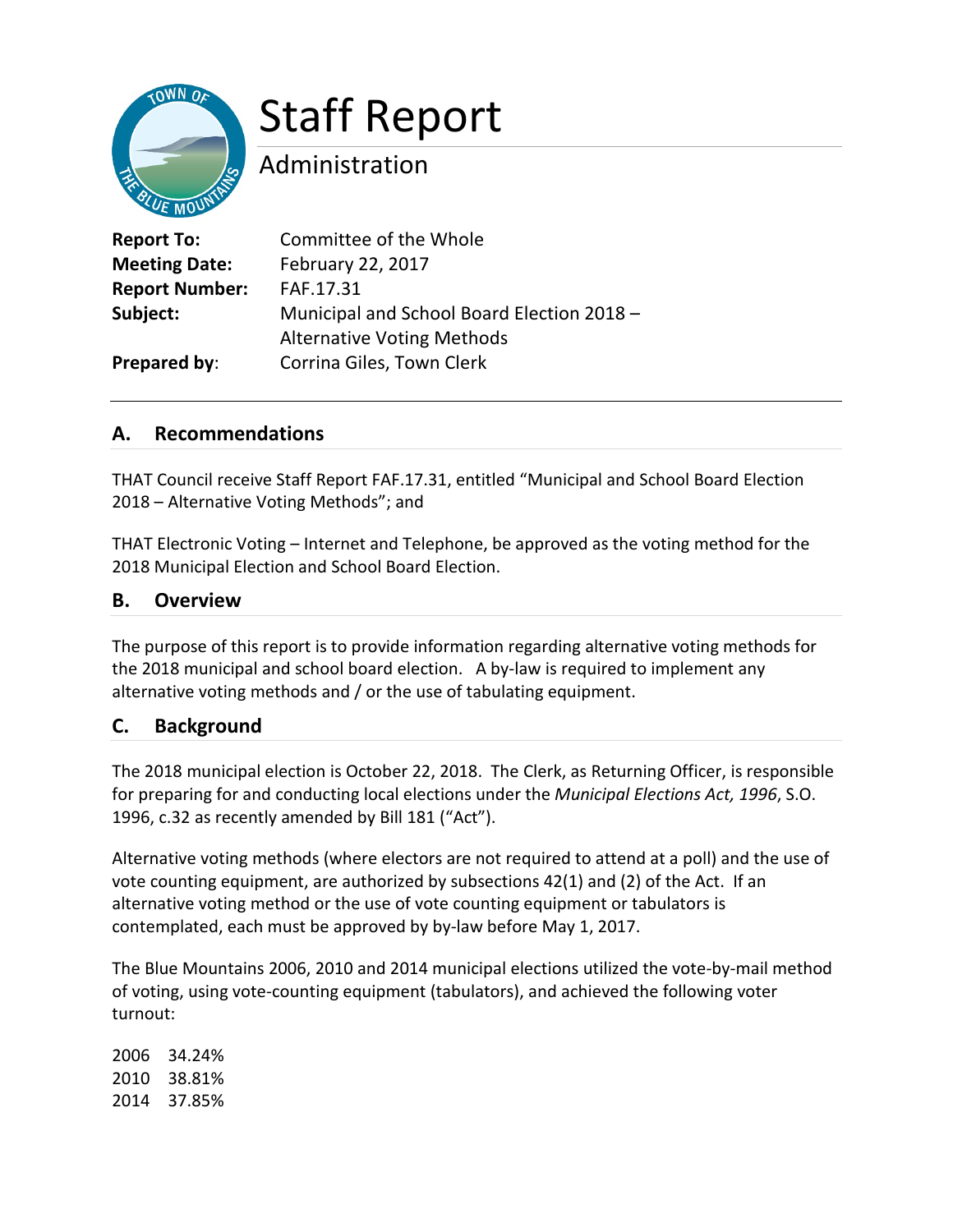# Staff Report

## Administration

**Report To:** Committee of the Whole
**Meeting Date:** February 22, 2017
**Report Number:** FAF.17.31
**Subject:** Municipal and School Board Election 2018 – Alternative Voting Methods
**Prepared by**: Corrina Giles, Town Clerk

## A. Recommendations

THAT Council receive Staff Report FAF.17.31, entitled "Municipal and School Board Election 2018 – Alternative Voting Methods"; and

THAT Electronic Voting – Internet and Telephone, be approved as the voting method for the 2018 Municipal Election and School Board Election.

## B. Overview

The purpose of this report is to provide information regarding alternative voting methods for the 2018 municipal and school board election. A by-law is required to implement any alternative voting methods and / or the use of tabulating equipment.

## C. Background

The 2018 municipal election is October 22, 2018. The Clerk, as Returning Officer, is responsible for preparing for and conducting local elections under the *Municipal Elections Act, 1996*, S.O. 1996, c.32 as recently amended by Bill 181 ("Act").

Alternative voting methods (where electors are not required to attend at a poll) and the use of vote counting equipment, are authorized by subsections 42(1) and (2) of the Act. If an alternative voting method or the use of vote counting equipment or tabulators is contemplated, each must be approved by by-law before May 1, 2017.

The Blue Mountains 2006, 2010 and 2014 municipal elections utilized the vote-by-mail method of voting, using vote-counting equipment (tabulators), and achieved the following voter turnout:

2006 34.24%
2010 38.81%
2014 37.85%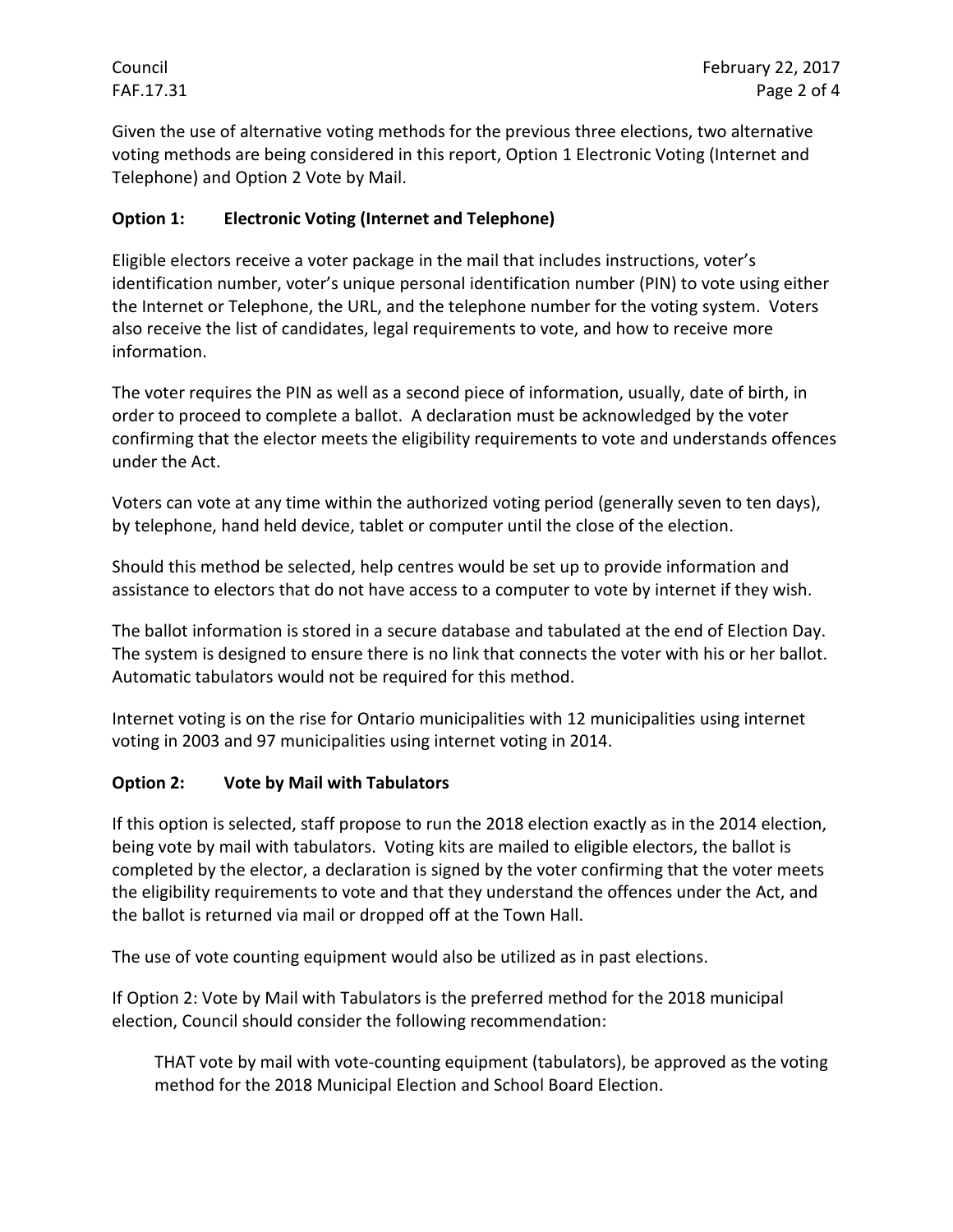Given the use of alternative voting methods for the previous three elections, two alternative voting methods are being considered in this report, Option 1 Electronic Voting (Internet and Telephone) and Option 2 Vote by Mail.

### Option 1: Electronic Voting (Internet and Telephone)

Eligible electors receive a voter package in the mail that includes instructions, voter's identification number, voter's unique personal identification number (PIN) to vote using either the Internet or Telephone, the URL, and the telephone number for the voting system. Voters also receive the list of candidates, legal requirements to vote, and how to receive more information.

The voter requires the PIN as well as a second piece of information, usually, date of birth, in order to proceed to complete a ballot. A declaration must be acknowledged by the voter confirming that the elector meets the eligibility requirements to vote and understands offences under the Act.

Voters can vote at any time within the authorized voting period (generally seven to ten days), by telephone, hand held device, tablet or computer until the close of the election.

Should this method be selected, help centres would be set up to provide information and assistance to electors that do not have access to a computer to vote by internet if they wish.

The ballot information is stored in a secure database and tabulated at the end of Election Day. The system is designed to ensure there is no link that connects the voter with his or her ballot. Automatic tabulators would not be required for this method.

Internet voting is on the rise for Ontario municipalities with 12 municipalities using internet voting in 2003 and 97 municipalities using internet voting in 2014.

### Option 2: Vote by Mail with Tabulators

If this option is selected, staff propose to run the 2018 election exactly as in the 2014 election, being vote by mail with tabulators. Voting kits are mailed to eligible electors, the ballot is completed by the elector, a declaration is signed by the voter confirming that the voter meets the eligibility requirements to vote and that they understand the offences under the Act, and the ballot is returned via mail or dropped off at the Town Hall.

The use of vote counting equipment would also be utilized as in past elections.

If Option 2: Vote by Mail with Tabulators is the preferred method for the 2018 municipal election, Council should consider the following recommendation:

> THAT vote by mail with vote-counting equipment (tabulators), be approved as the voting method for the 2018 Municipal Election and School Board Election.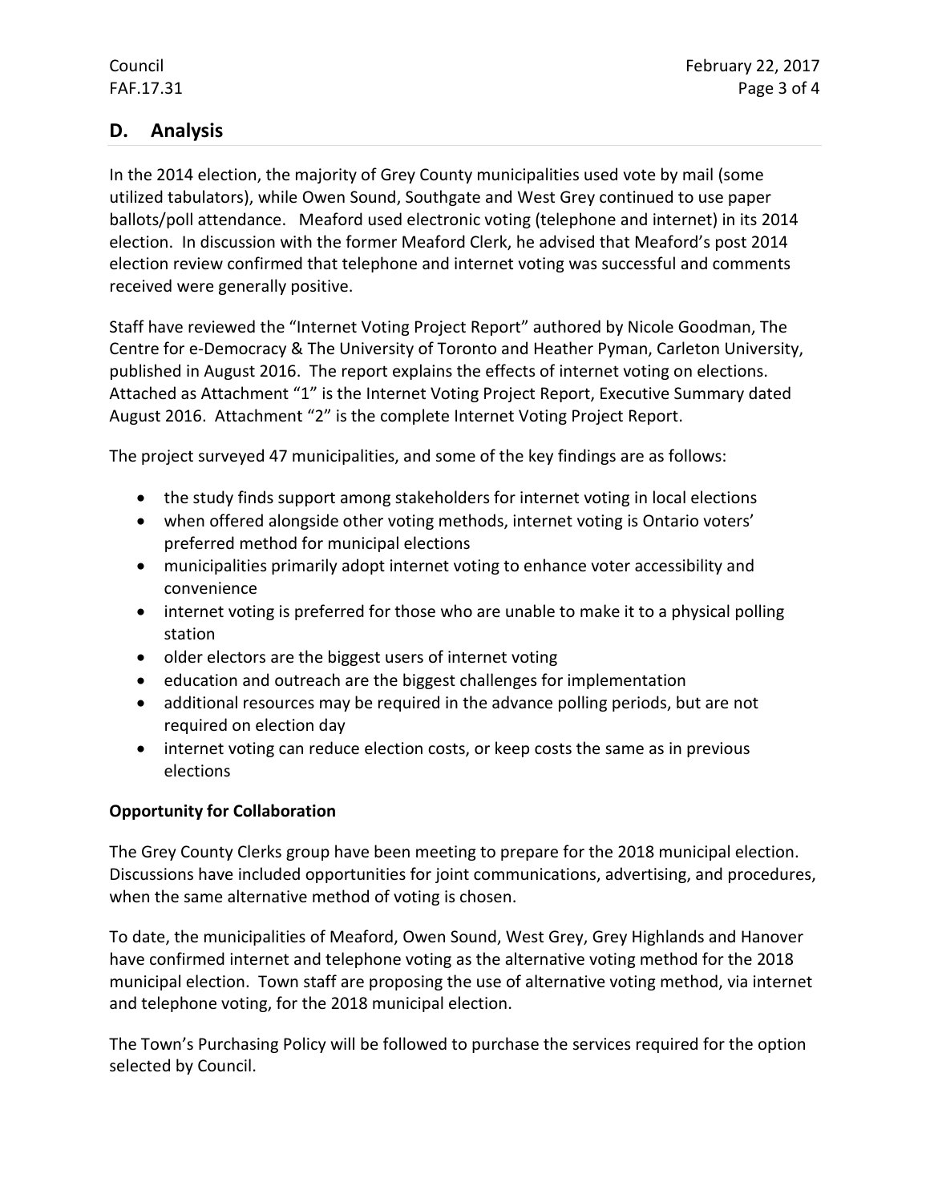## D. Analysis

In the 2014 election, the majority of Grey County municipalities used vote by mail (some utilized tabulators), while Owen Sound, Southgate and West Grey continued to use paper ballots/poll attendance. Meaford used electronic voting (telephone and internet) in its 2014 election. In discussion with the former Meaford Clerk, he advised that Meaford's post 2014 election review confirmed that telephone and internet voting was successful and comments received were generally positive.

Staff have reviewed the "Internet Voting Project Report" authored by Nicole Goodman, The Centre for e-Democracy & The University of Toronto and Heather Pyman, Carleton University, published in August 2016. The report explains the effects of internet voting on elections. Attached as Attachment "1" is the Internet Voting Project Report, Executive Summary dated August 2016. Attachment "2" is the complete Internet Voting Project Report.

The project surveyed 47 municipalities, and some of the key findings are as follows:

- the study finds support among stakeholders for internet voting in local elections
- when offered alongside other voting methods, internet voting is Ontario voters' preferred method for municipal elections
- municipalities primarily adopt internet voting to enhance voter accessibility and convenience
- internet voting is preferred for those who are unable to make it to a physical polling station
- older electors are the biggest users of internet voting
- education and outreach are the biggest challenges for implementation
- additional resources may be required in the advance polling periods, but are not required on election day
- internet voting can reduce election costs, or keep costs the same as in previous elections

**Opportunity for Collaboration**

The Grey County Clerks group have been meeting to prepare for the 2018 municipal election. Discussions have included opportunities for joint communications, advertising, and procedures, when the same alternative method of voting is chosen.

To date, the municipalities of Meaford, Owen Sound, West Grey, Grey Highlands and Hanover have confirmed internet and telephone voting as the alternative voting method for the 2018 municipal election. Town staff are proposing the use of alternative voting method, via internet and telephone voting, for the 2018 municipal election.

The Town's Purchasing Policy will be followed to purchase the services required for the option selected by Council.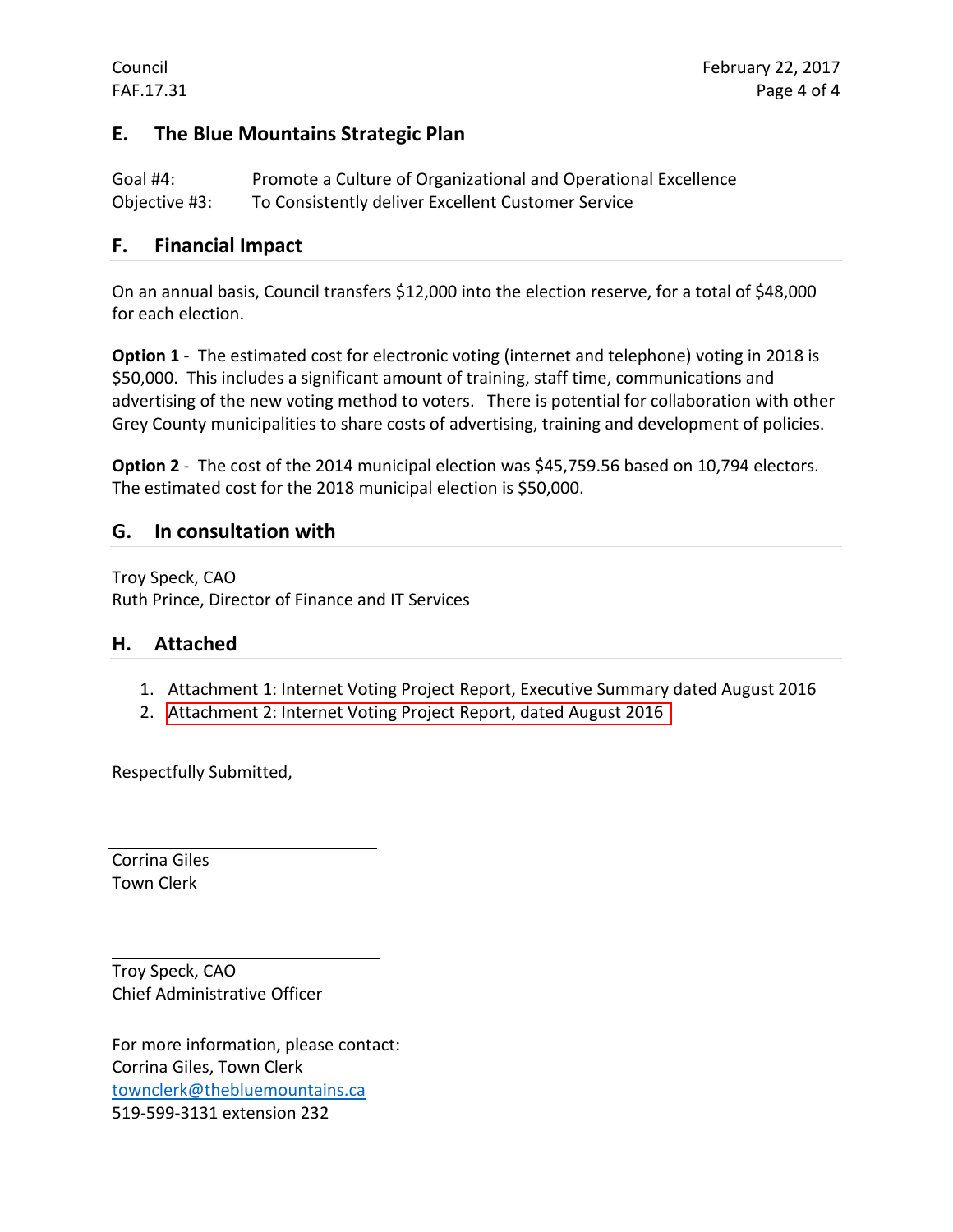## E. The Blue Mountains Strategic Plan

Goal #4: Promote a Culture of Organizational and Operational Excellence
Objective #3: To Consistently deliver Excellent Customer Service

## F. Financial Impact

On an annual basis, Council transfers $12,000 into the election reserve, for a total of $48,000 for each election.

**Option 1** - The estimated cost for electronic voting (internet and telephone) voting in 2018 is $50,000. This includes a significant amount of training, staff time, communications and advertising of the new voting method to voters. There is potential for collaboration with other Grey County municipalities to share costs of advertising, training and development of policies.

**Option 2** - The cost of the 2014 municipal election was $45,759.56 based on 10,794 electors. The estimated cost for the 2018 municipal election is $50,000.

## G. In consultation with

Troy Speck, CAO
Ruth Prince, Director of Finance and IT Services

## H. Attached

1. Attachment 1: Internet Voting Project Report, Executive Summary dated August 2016
2. Attachment 2: Internet Voting Project Report, dated August 2016

Respectfully Submitted,

Corrina Giles
Town Clerk

Troy Speck, CAO
Chief Administrative Officer

For more information, please contact:
Corrina Giles, Town Clerk
townclerk@thebluemountains.ca
519-599-3131 extension 232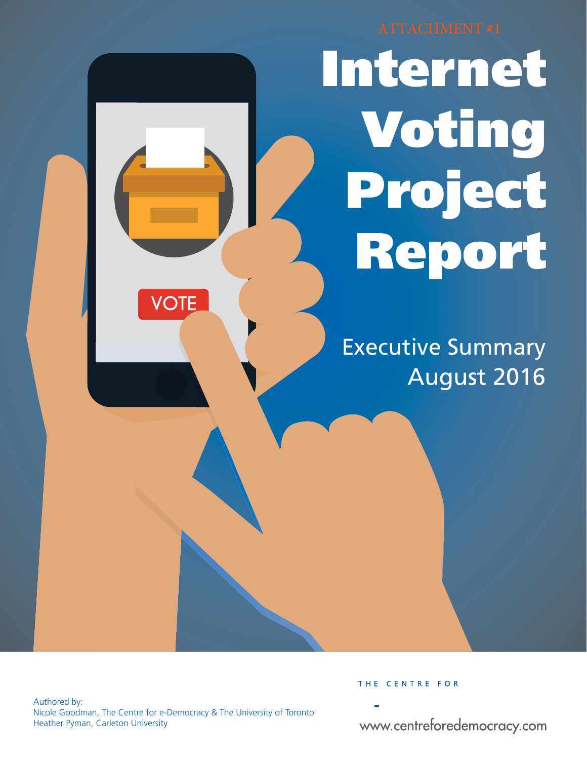ATTACHMENT #1

# Internet Voting Project Report

## Executive Summary
August 2016

Authored by:
Nicole Goodman, The Centre for e-Democracy & The University of Toronto
Heather Pyman, Carleton University

THE CENTRE FOR

www.centreforedemocracy.com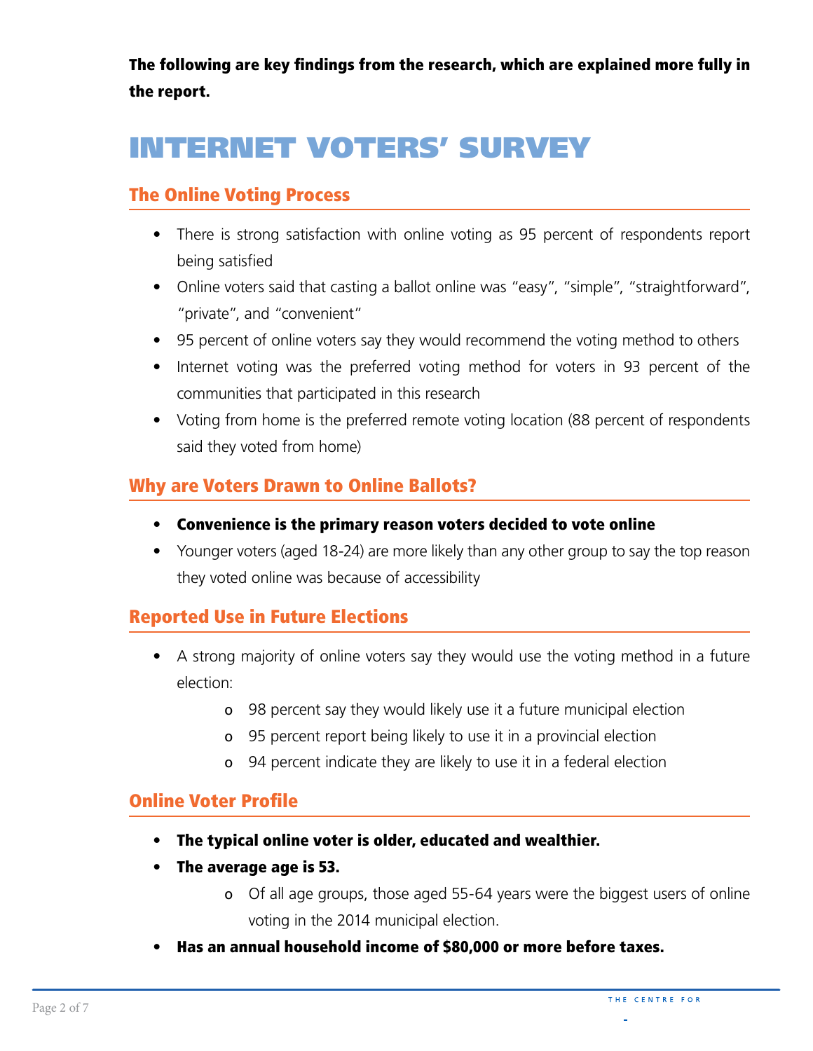**The following are key findings from the research, which are explained more fully in the report.**

# INTERNET VOTERS' SURVEY

## The Online Voting Process

- There is strong satisfaction with online voting as 95 percent of respondents report being satisfied
- Online voters said that casting a ballot online was "easy", "simple", "straightforward", "private", and "convenient"
- 95 percent of online voters say they would recommend the voting method to others
- Internet voting was the preferred voting method for voters in 93 percent of the communities that participated in this research
- Voting from home is the preferred remote voting location (88 percent of respondents said they voted from home)

## Why are Voters Drawn to Online Ballots?

- **Convenience is the primary reason voters decided to vote online**
- Younger voters (aged 18-24) are more likely than any other group to say the top reason they voted online was because of accessibility

## Reported Use in Future Elections

- A strong majority of online voters say they would use the voting method in a future election:
  - 98 percent say they would likely use it a future municipal election
  - 95 percent report being likely to use it in a provincial election
  - 94 percent indicate they are likely to use it in a federal election

## Online Voter Profile

- **The typical online voter is older, educated and wealthier.**
- **The average age is 53.**
  - Of all age groups, those aged 55-64 years were the biggest users of online voting in the 2014 municipal election.
- **Has an annual household income of $80,000 or more before taxes.**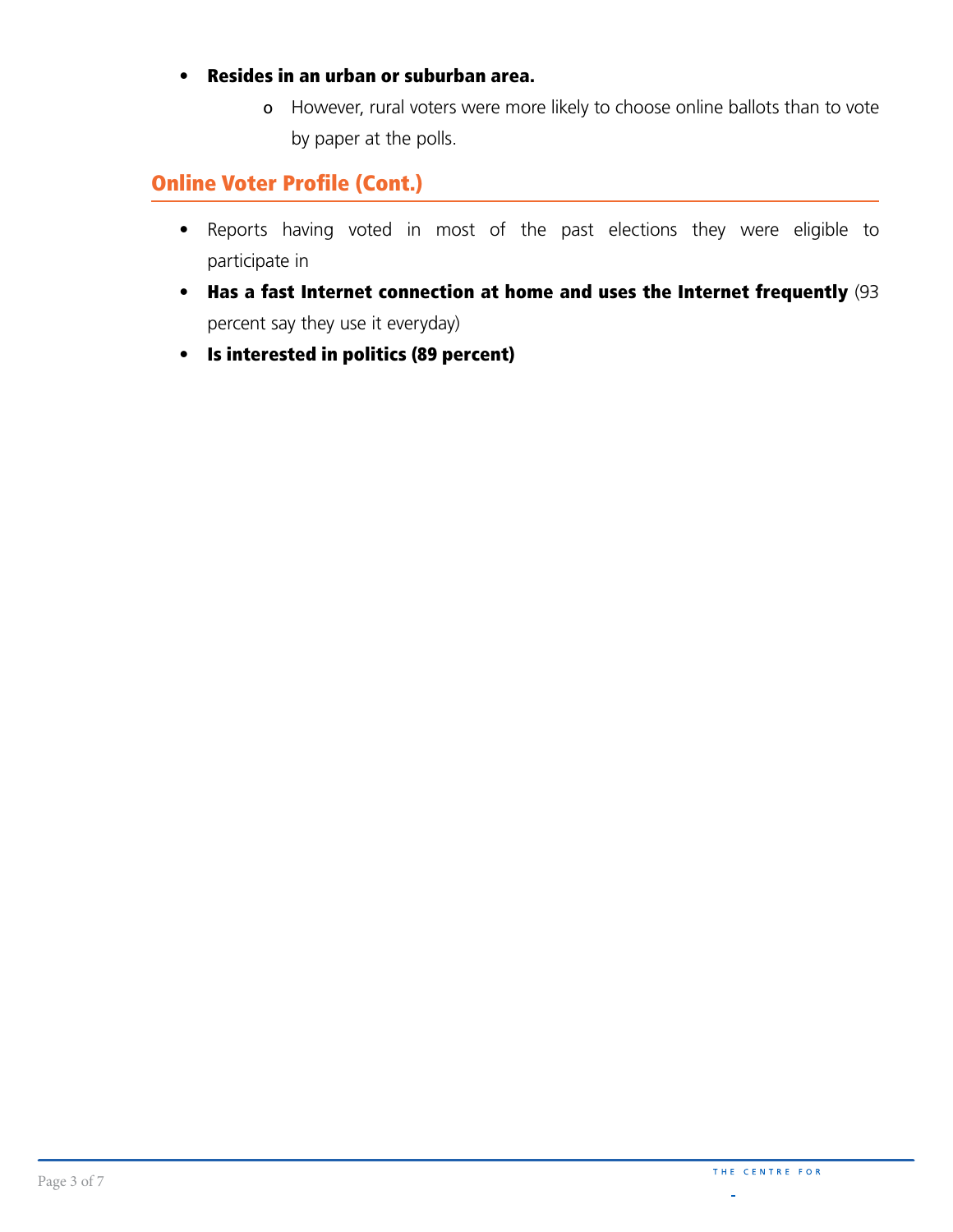- **Resides in an urban or suburban area.**
  - However, rural voters were more likely to choose online ballots than to vote by paper at the polls.

## Online Voter Profile (Cont.)

- Reports having voted in most of the past elections they were eligible to participate in
- **Has a fast Internet connection at home and uses the Internet frequently** (93 percent say they use it everyday)
- **Is interested in politics (89 percent)**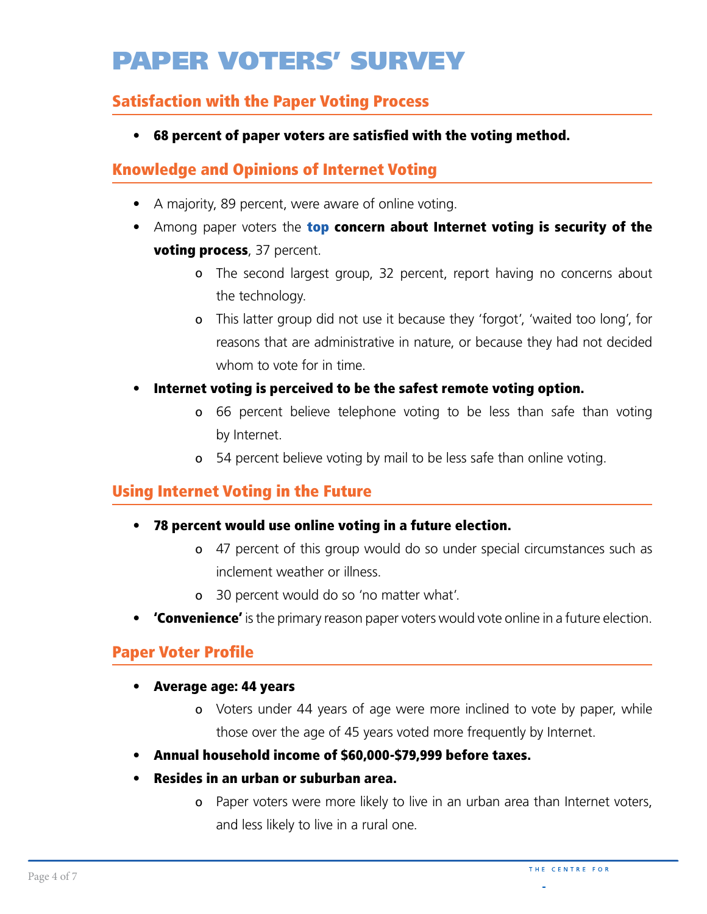# PAPER VOTERS' SURVEY

## Satisfaction with the Paper Voting Process

- **68 percent of paper voters are satisfied with the voting method.**

## Knowledge and Opinions of Internet Voting

- A majority, 89 percent, were aware of online voting.
- Among paper voters the **top concern about Internet voting is security of the voting process**, 37 percent.
    - The second largest group, 32 percent, report having no concerns about the technology.
    - This latter group did not use it because they 'forgot', 'waited too long', for reasons that are administrative in nature, or because they had not decided whom to vote for in time.
- **Internet voting is perceived to be the safest remote voting option.**
    - 66 percent believe telephone voting to be less than safe than voting by Internet.
    - 54 percent believe voting by mail to be less safe than online voting.

## Using Internet Voting in the Future

- **78 percent would use online voting in a future election.**
    - 47 percent of this group would do so under special circumstances such as inclement weather or illness.
    - 30 percent would do so 'no matter what'.
- **'Convenience'** is the primary reason paper voters would vote online in a future election.

## Paper Voter Profile

- **Average age: 44 years**
    - Voters under 44 years of age were more inclined to vote by paper, while those over the age of 45 years voted more frequently by Internet.
- **Annual household income of $60,000-$79,999 before taxes.**
- **Resides in an urban or suburban area.**
    - Paper voters were more likely to live in an urban area than Internet voters, and less likely to live in a rural one.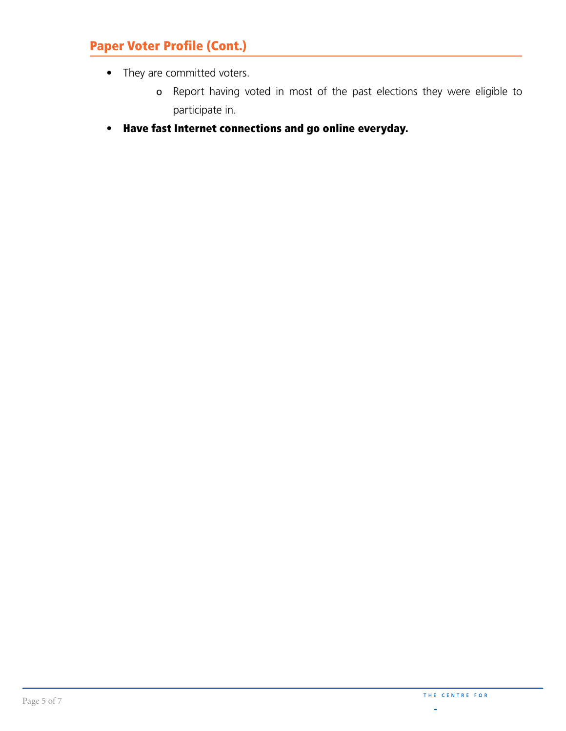## Paper Voter Profile (Cont.)

- They are committed voters.
  - Report having voted in most of the past elections they were eligible to participate in.
- **Have fast Internet connections and go online everyday.**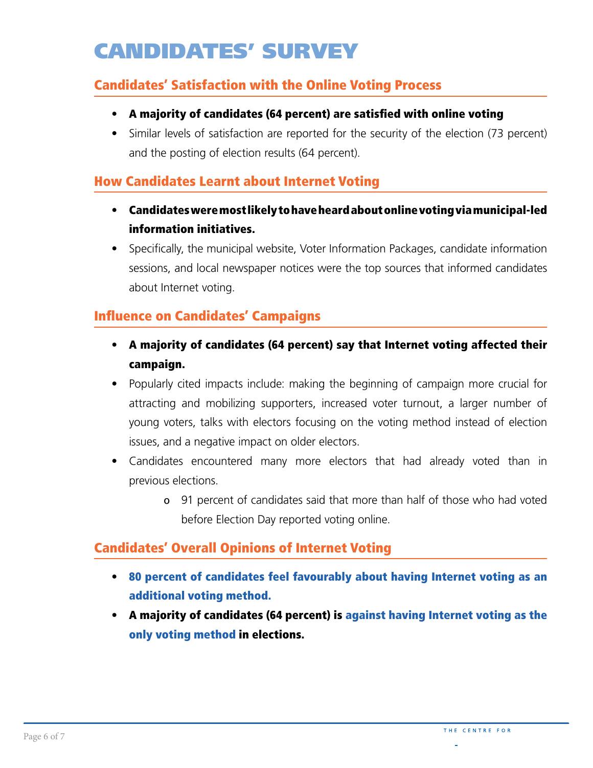# CANDIDATES' SURVEY

## Candidates' Satisfaction with the Online Voting Process

- **A majority of candidates (64 percent) are satisfied with online voting**
- Similar levels of satisfaction are reported for the security of the election (73 percent) and the posting of election results (64 percent).

## How Candidates Learnt about Internet Voting

- **Candidates were most likely to have heard about online voting via municipal-led information initiatives.**
- Specifically, the municipal website, Voter Information Packages, candidate information sessions, and local newspaper notices were the top sources that informed candidates about Internet voting.

## Influence on Candidates' Campaigns

- **A majority of candidates (64 percent) say that Internet voting affected their campaign.**
- Popularly cited impacts include: making the beginning of campaign more crucial for attracting and mobilizing supporters, increased voter turnout, a larger number of young voters, talks with electors focusing on the voting method instead of election issues, and a negative impact on older electors.
- Candidates encountered many more electors that had already voted than in previous elections.
  - 91 percent of candidates said that more than half of those who had voted before Election Day reported voting online.

## Candidates' Overall Opinions of Internet Voting

- **80 percent of candidates feel favourably about having Internet voting as an additional voting method.**
- **A majority of candidates (64 percent) is against having Internet voting as the only voting method in elections.**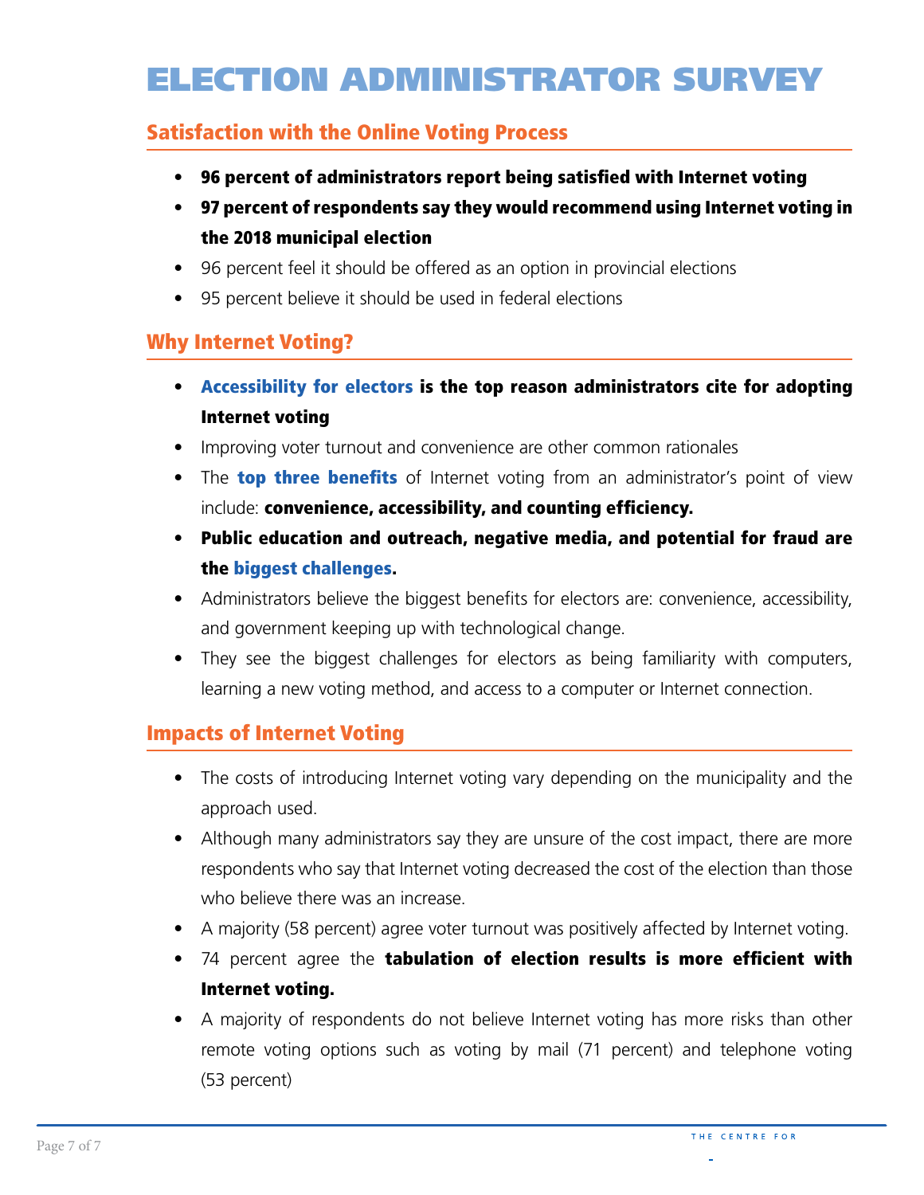# ELECTION ADMINISTRATOR SURVEY

## Satisfaction with the Online Voting Process

- **96 percent of administrators report being satisfied with Internet voting**
- **97 percent of respondents say they would recommend using Internet voting in the 2018 municipal election**
- 96 percent feel it should be offered as an option in provincial elections
- 95 percent believe it should be used in federal elections

## Why Internet Voting?

- **Accessibility for electors is the top reason administrators cite for adopting Internet voting**
- Improving voter turnout and convenience are other common rationales
- The **top three benefits** of Internet voting from an administrator's point of view include: **convenience, accessibility, and counting efficiency.**
- **Public education and outreach, negative media, and potential for fraud are the biggest challenges.**
- Administrators believe the biggest benefits for electors are: convenience, accessibility, and government keeping up with technological change.
- They see the biggest challenges for electors as being familiarity with computers, learning a new voting method, and access to a computer or Internet connection.

## Impacts of Internet Voting

- The costs of introducing Internet voting vary depending on the municipality and the approach used.
- Although many administrators say they are unsure of the cost impact, there are more respondents who say that Internet voting decreased the cost of the election than those who believe there was an increase.
- A majority (58 percent) agree voter turnout was positively affected by Internet voting.
- 74 percent agree the **tabulation of election results is more efficient with Internet voting.**
- A majority of respondents do not believe Internet voting has more risks than other remote voting options such as voting by mail (71 percent) and telephone voting (53 percent)